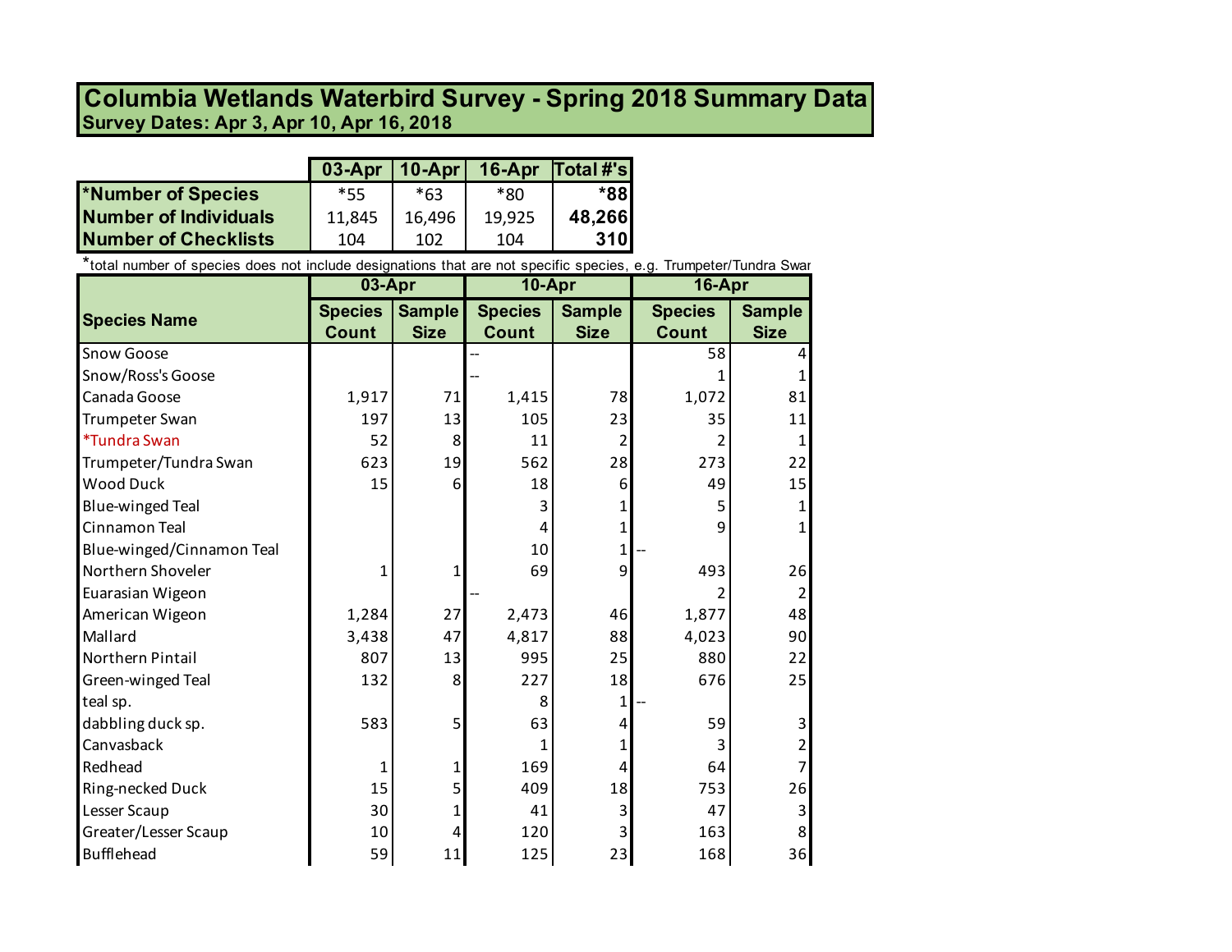# Columbia Wetlands Waterbird Survey - Spring 2018 Summary Data

**Survey Dates: Apr 3, Apr 10, Apr 16, 2018**

| | 03-Apr | 10-Apr | 16-Apr | Total #'s |
|---|---|---|---|---|
| **\*Number of Species** | *55 | *63 | *80 | ***88** |
| **Number of Individuals** | 11,845 | 16,496 | 19,925 | **48,266** |
| **Number of Checklists** | 104 | 102 | 104 | **310** |

*total number of species does not include designations that are not specific species, e.g. Trumpeter/Tundra Swan

| Species Name | 03-Apr | | 10-Apr | | 16-Apr | |
|---|---|---|---|---|---|---|
| | Species Count | Sample Size | Species Count | Sample Size | Species Count | Sample Size |
| Snow Goose | | | -- | | 58 | 4 |
| Snow/Ross's Goose | | | -- | | 1 | 1 |
| Canada Goose | 1,917 | 71 | 1,415 | 78 | 1,072 | 81 |
| Trumpeter Swan | 197 | 13 | 105 | 23 | 35 | 11 |
| *Tundra Swan | 52 | 8 | 11 | 2 | 2 | 1 |
| Trumpeter/Tundra Swan | 623 | 19 | 562 | 28 | 273 | 22 |
| Wood Duck | 15 | 6 | 18 | 6 | 49 | 15 |
| Blue-winged Teal | | | 3 | 1 | 5 | 1 |
| Cinnamon Teal | | | 4 | 1 | 9 | 1 |
| Blue-winged/Cinnamon Teal | | | 10 | 1 | -- | |
| Northern Shoveler | 1 | 1 | 69 | 9 | 493 | 26 |
| Euarasian Wigeon | | | -- | | 2 | 2 |
| American Wigeon | 1,284 | 27 | 2,473 | 46 | 1,877 | 48 |
| Mallard | 3,438 | 47 | 4,817 | 88 | 4,023 | 90 |
| Northern Pintail | 807 | 13 | 995 | 25 | 880 | 22 |
| Green-winged Teal | 132 | 8 | 227 | 18 | 676 | 25 |
| teal sp. | | | 8 | 1 | -- | |
| dabbling duck sp. | 583 | 5 | 63 | 4 | 59 | 3 |
| Canvasback | | | 1 | 1 | 3 | 2 |
| Redhead | 1 | 1 | 169 | 4 | 64 | 7 |
| Ring-necked Duck | 15 | 5 | 409 | 18 | 753 | 26 |
| Lesser Scaup | 30 | 1 | 41 | 3 | 47 | 3 |
| Greater/Lesser Scaup | 10 | 4 | 120 | 3 | 163 | 8 |
| Bufflehead | 59 | 11 | 125 | 23 | 168 | 36 |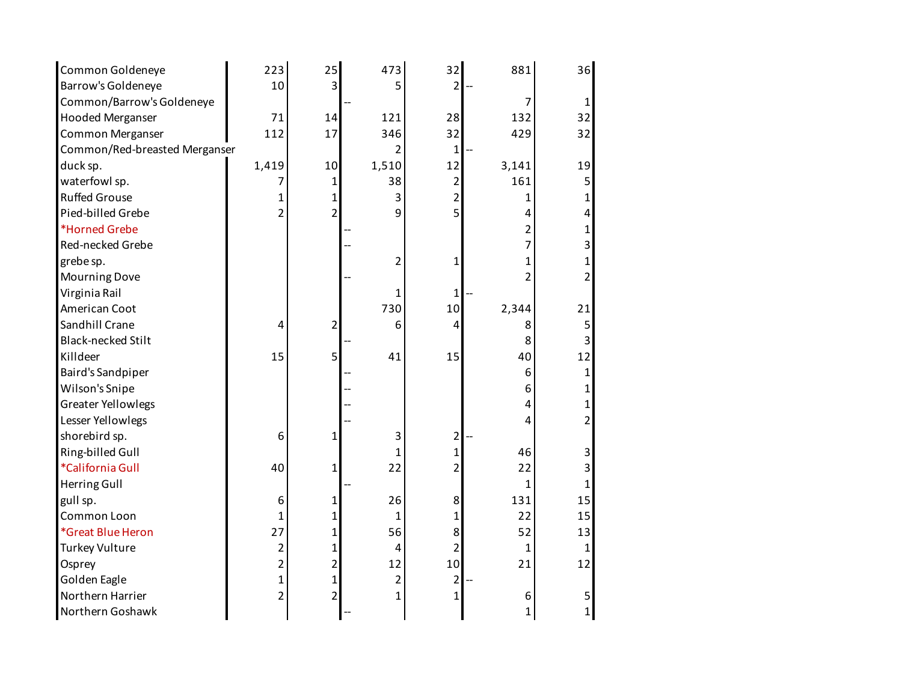| | | | | | | |
|---|---|---|---|---|---|---|
| Common Goldeneye | 223 | 25 | 473 | 32 | 881 | 36 |
| Barrow's Goldeneye | 10 | 3 | 5 | 2 | -- | |
| Common/Barrow's Goldeneye | | | -- | | 7 | 1 |
| Hooded Merganser | 71 | 14 | 121 | 28 | 132 | 32 |
| Common Merganser | 112 | 17 | 346 | 32 | 429 | 32 |
| Common/Red-breasted Merganser | | | 2 | 1 | -- | |
| duck sp. | 1,419 | 10 | 1,510 | 12 | 3,141 | 19 |
| waterfowl sp. | 7 | 1 | 38 | 2 | 161 | 5 |
| Ruffed Grouse | 1 | 1 | 3 | 2 | 1 | 1 |
| Pied-billed Grebe | 2 | 2 | 9 | 5 | 4 | 4 |
| *Horned Grebe | | | -- | | 2 | 1 |
| Red-necked Grebe | | | -- | | 7 | 3 |
| grebe sp. | | | 2 | 1 | 1 | 1 |
| Mourning Dove | | | -- | | 2 | 2 |
| Virginia Rail | | | 1 | 1 | -- | |
| American Coot | | | 730 | 10 | 2,344 | 21 |
| Sandhill Crane | 4 | 2 | 6 | 4 | 8 | 5 |
| Black-necked Stilt | | | -- | | 8 | 3 |
| Killdeer | 15 | 5 | 41 | 15 | 40 | 12 |
| Baird's Sandpiper | | | -- | | 6 | 1 |
| Wilson's Snipe | | | -- | | 6 | 1 |
| Greater Yellowlegs | | | -- | | 4 | 1 |
| Lesser Yellowlegs | | | -- | | 4 | 2 |
| shorebird sp. | 6 | 1 | 3 | 2 | -- | |
| Ring-billed Gull | | | 1 | 1 | 46 | 3 |
| *California Gull | 40 | 1 | 22 | 2 | 22 | 3 |
| Herring Gull | | | -- | | 1 | 1 |
| gull sp. | 6 | 1 | 26 | 8 | 131 | 15 |
| Common Loon | 1 | 1 | 1 | 1 | 22 | 15 |
| *Great Blue Heron | 27 | 1 | 56 | 8 | 52 | 13 |
| Turkey Vulture | 2 | 1 | 4 | 2 | 1 | 1 |
| Osprey | 2 | 2 | 12 | 10 | 21 | 12 |
| Golden Eagle | 1 | 1 | 2 | 2 | -- | |
| Northern Harrier | 2 | 2 | 1 | 1 | 6 | 5 |
| Northern Goshawk | | | -- | | 1 | 1 |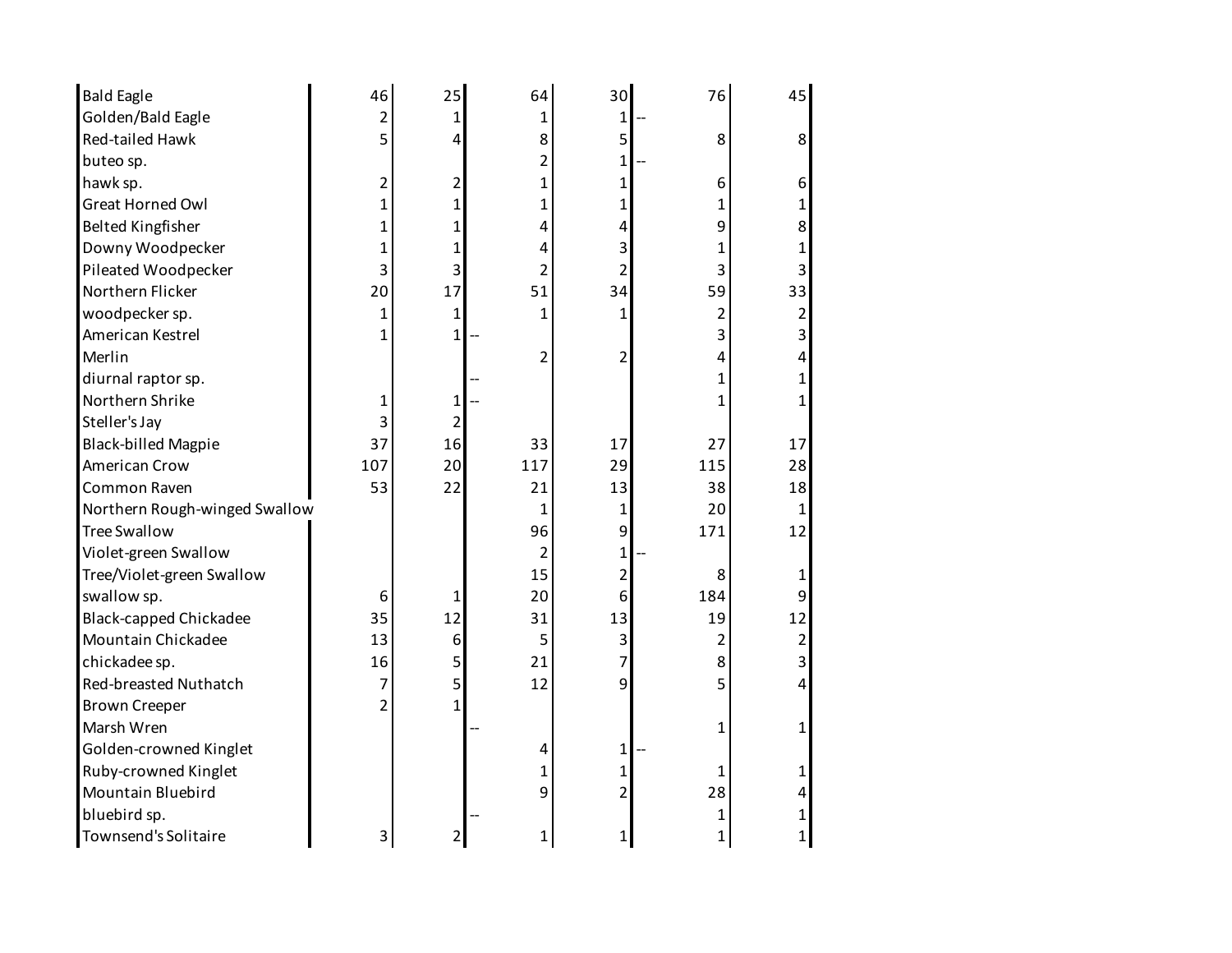| | | | | | | |
|---|---|---|---|---|---|---|
| Bald Eagle | 46 | 25 | 64 | 30 | 76 | 45 |
| Golden/Bald Eagle | 2 | 1 | 1 | 1 | -- | |
| Red-tailed Hawk | 5 | 4 | 8 | 5 | 8 | 8 |
| buteo sp. | | | 2 | 1 | -- | |
| hawk sp. | 2 | 2 | 1 | 1 | 6 | 6 |
| Great Horned Owl | 1 | 1 | 1 | 1 | 1 | 1 |
| Belted Kingfisher | 1 | 1 | 4 | 4 | 9 | 8 |
| Downy Woodpecker | 1 | 1 | 4 | 3 | 1 | 1 |
| Pileated Woodpecker | 3 | 3 | 2 | 2 | 3 | 3 |
| Northern Flicker | 20 | 17 | 51 | 34 | 59 | 33 |
| woodpecker sp. | 1 | 1 | 1 | 1 | 2 | 2 |
| American Kestrel | 1 | 1 | -- | | 3 | 3 |
| Merlin | | | 2 | 2 | 4 | 4 |
| diurnal raptor sp. | | | -- | | 1 | 1 |
| Northern Shrike | 1 | 1 | -- | | 1 | 1 |
| Steller's Jay | 3 | 2 | | | | |
| Black-billed Magpie | 37 | 16 | 33 | 17 | 27 | 17 |
| American Crow | 107 | 20 | 117 | 29 | 115 | 28 |
| Common Raven | 53 | 22 | 21 | 13 | 38 | 18 |
| Northern Rough-winged Swallow | | | 1 | 1 | 20 | 1 |
| Tree Swallow | | | 96 | 9 | 171 | 12 |
| Violet-green Swallow | | | 2 | 1 | -- | |
| Tree/Violet-green Swallow | | | 15 | 2 | 8 | 1 |
| swallow sp. | 6 | 1 | 20 | 6 | 184 | 9 |
| Black-capped Chickadee | 35 | 12 | 31 | 13 | 19 | 12 |
| Mountain Chickadee | 13 | 6 | 5 | 3 | 2 | 2 |
| chickadee sp. | 16 | 5 | 21 | 7 | 8 | 3 |
| Red-breasted Nuthatch | 7 | 5 | 12 | 9 | 5 | 4 |
| Brown Creeper | 2 | 1 | | | | |
| Marsh Wren | | | -- | | 1 | 1 |
| Golden-crowned Kinglet | | | 4 | 1 | -- | |
| Ruby-crowned Kinglet | | | 1 | 1 | 1 | 1 |
| Mountain Bluebird | | | 9 | 2 | 28 | 4 |
| bluebird sp. | | | -- | | 1 | 1 |
| Townsend's Solitaire | 3 | 2 | 1 | 1 | 1 | 1 |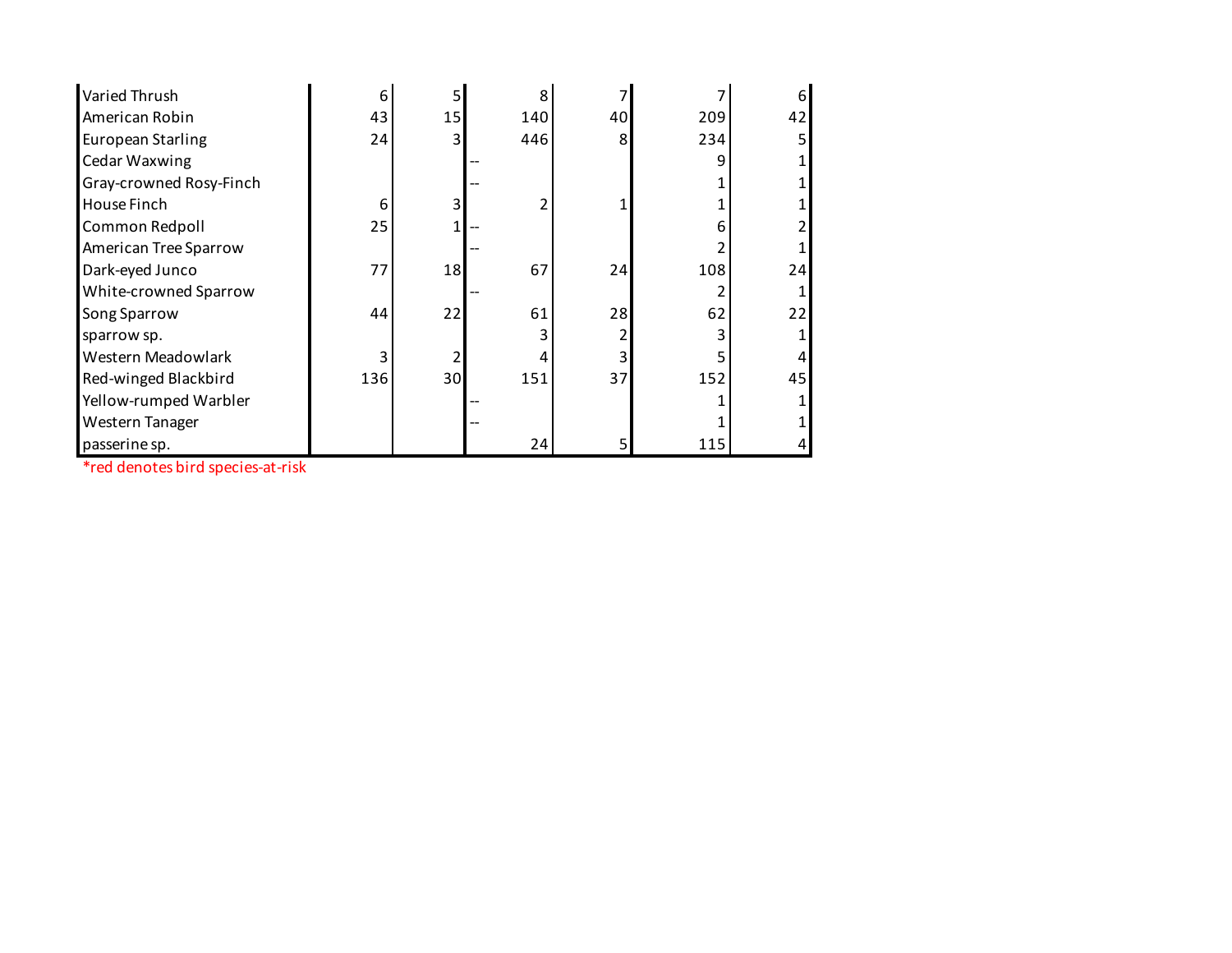| | | | | | | |
|---|---|---|---|---|---|---|
| Varied Thrush | 6 | 5 | 8 | 7 | 7 | 6 |
| American Robin | 43 | 15 | 140 | 40 | 209 | 42 |
| European Starling | 24 | 3 | 446 | 8 | 234 | 5 |
| Cedar Waxwing | | | -- | | 9 | 1 |
| Gray-crowned Rosy-Finch | | | -- | | 1 | 1 |
| House Finch | 6 | 3 | 2 | 1 | 1 | 1 |
| Common Redpoll | 25 | 1 | -- | | 6 | 2 |
| American Tree Sparrow | | | -- | | 2 | 1 |
| Dark-eyed Junco | 77 | 18 | 67 | 24 | 108 | 24 |
| White-crowned Sparrow | | | -- | | 2 | 1 |
| Song Sparrow | 44 | 22 | 61 | 28 | 62 | 22 |
| sparrow sp. | | | 3 | 2 | 3 | 1 |
| Western Meadowlark | 3 | 2 | 4 | 3 | 5 | 4 |
| Red-winged Blackbird | 136 | 30 | 151 | 37 | 152 | 45 |
| Yellow-rumped Warbler | | | -- | | 1 | 1 |
| Western Tanager | | | -- | | 1 | 1 |
| passerine sp. | | | 24 | 5 | 115 | 4 |

*red denotes bird species-at-risk